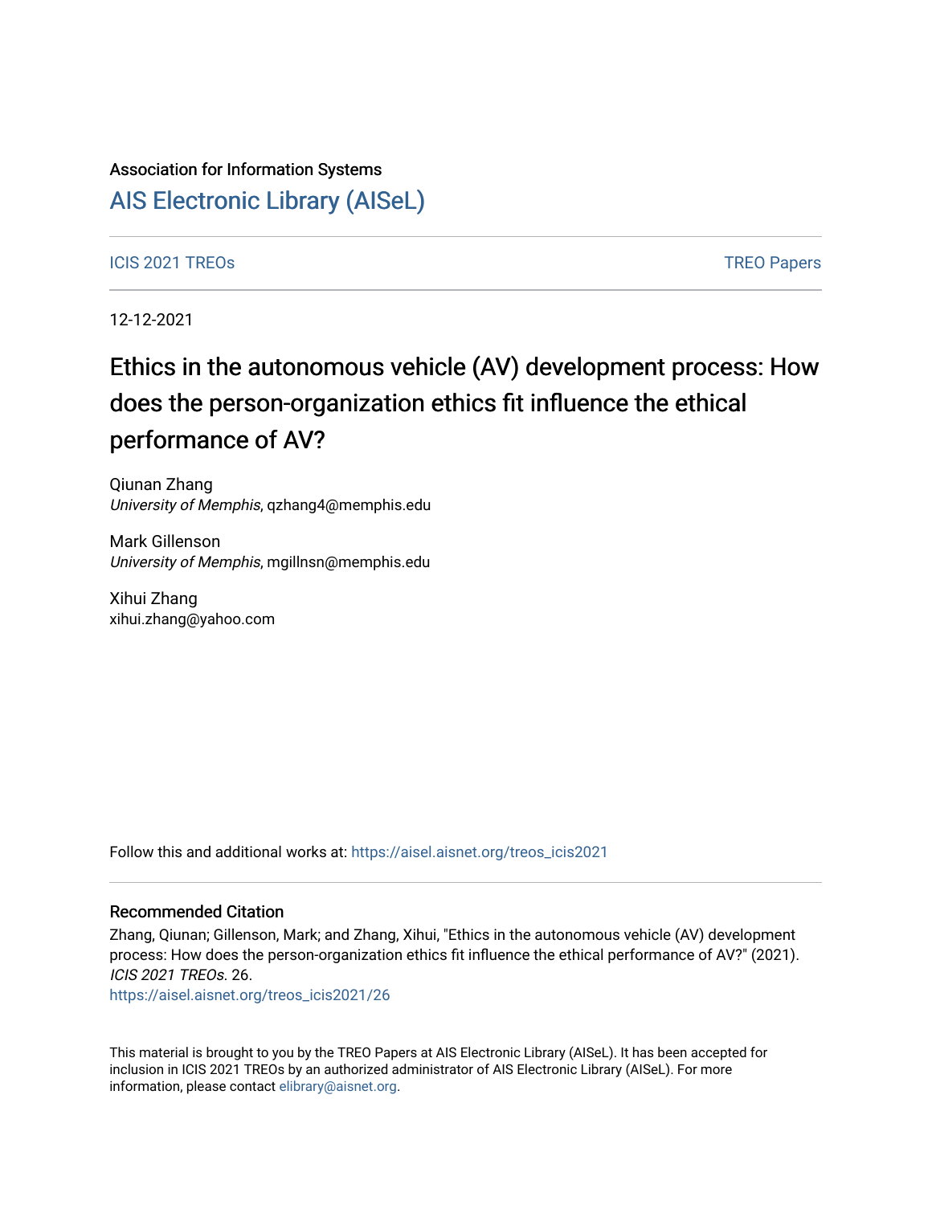Association for Information Systems

[AIS Electronic Library (AISeL)](https://aisel.aisnet.org/)

ICIS 2021 TREOs | TREO Papers

12-12-2021

# Ethics in the autonomous vehicle (AV) development process: How does the person-organization ethics fit influence the ethical performance of AV?

Qiunan Zhang
*University of Memphis*, qzhang4@memphis.edu

Mark Gillenson
*University of Memphis*, mgillnsn@memphis.edu

Xihui Zhang
xihui.zhang@yahoo.com

Follow this and additional works at: https://aisel.aisnet.org/treos_icis2021

## Recommended Citation

Zhang, Qiunan; Gillenson, Mark; and Zhang, Xihui, "Ethics in the autonomous vehicle (AV) development process: How does the person-organization ethics fit influence the ethical performance of AV?" (2021). *ICIS 2021 TREOs*. 26.
https://aisel.aisnet.org/treos_icis2021/26

This material is brought to you by the TREO Papers at AIS Electronic Library (AISeL). It has been accepted for inclusion in ICIS 2021 TREOs by an authorized administrator of AIS Electronic Library (AISeL). For more information, please contact elibrary@aisnet.org.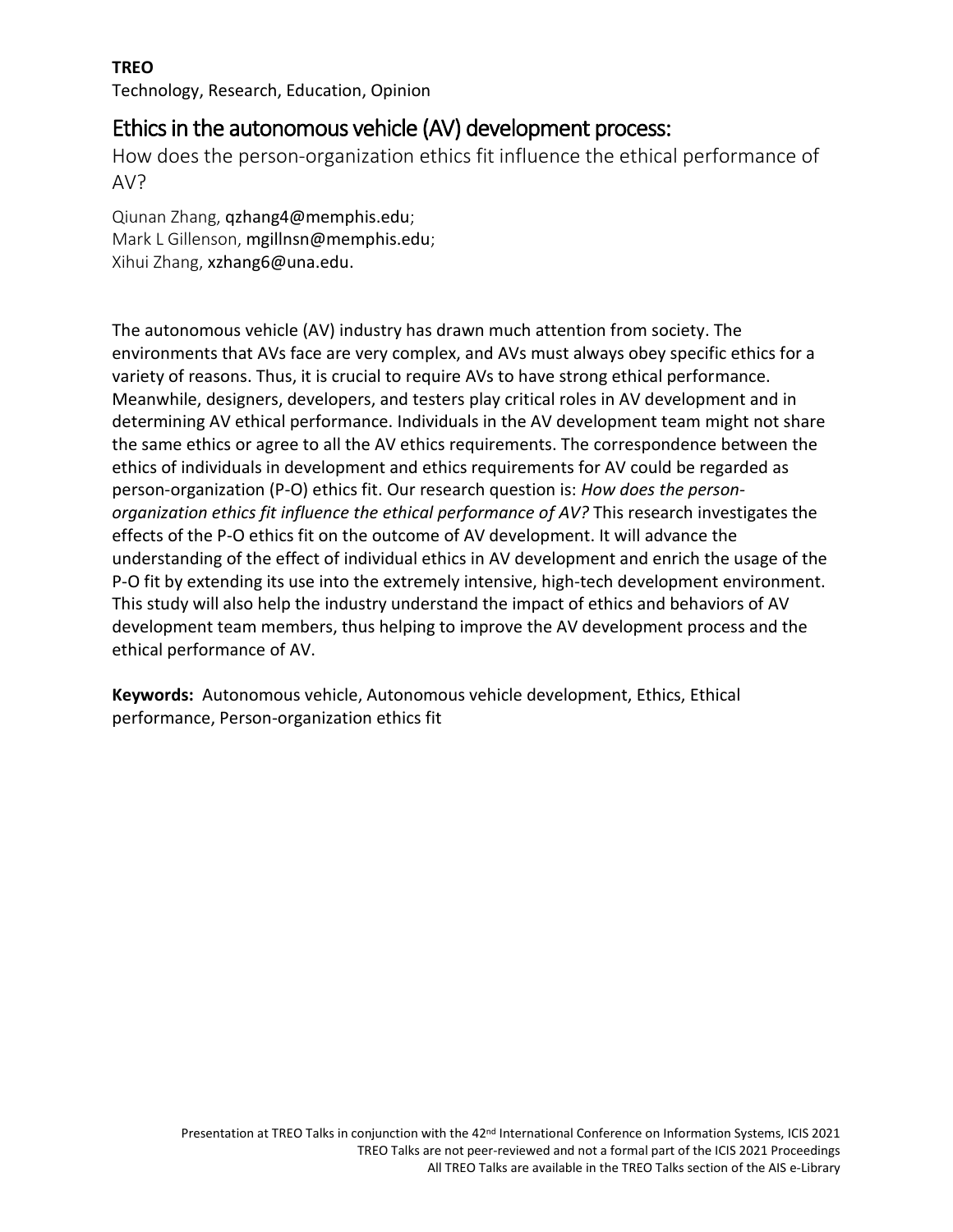**TREO**

Technology, Research, Education, Opinion

# Ethics in the autonomous vehicle (AV) development process:

## How does the person-organization ethics fit influence the ethical performance of AV?

Qiunan Zhang, qzhang4@memphis.edu;
Mark L Gillenson, mgillnsn@memphis.edu;
Xihui Zhang, xzhang6@una.edu.

The autonomous vehicle (AV) industry has drawn much attention from society. The environments that AVs face are very complex, and AVs must always obey specific ethics for a variety of reasons. Thus, it is crucial to require AVs to have strong ethical performance. Meanwhile, designers, developers, and testers play critical roles in AV development and in determining AV ethical performance. Individuals in the AV development team might not share the same ethics or agree to all the AV ethics requirements. The correspondence between the ethics of individuals in development and ethics requirements for AV could be regarded as person-organization (P-O) ethics fit. Our research question is: *How does the person-organization ethics fit influence the ethical performance of AV?* This research investigates the effects of the P-O ethics fit on the outcome of AV development. It will advance the understanding of the effect of individual ethics in AV development and enrich the usage of the P-O fit by extending its use into the extremely intensive, high-tech development environment. This study will also help the industry understand the impact of ethics and behaviors of AV development team members, thus helping to improve the AV development process and the ethical performance of AV.

**Keywords:** Autonomous vehicle, Autonomous vehicle development, Ethics, Ethical performance, Person-organization ethics fit

Presentation at TREO Talks in conjunction with the 42nd International Conference on Information Systems, ICIS 2021
TREO Talks are not peer-reviewed and not a formal part of the ICIS 2021 Proceedings
All TREO Talks are available in the TREO Talks section of the AIS e-Library